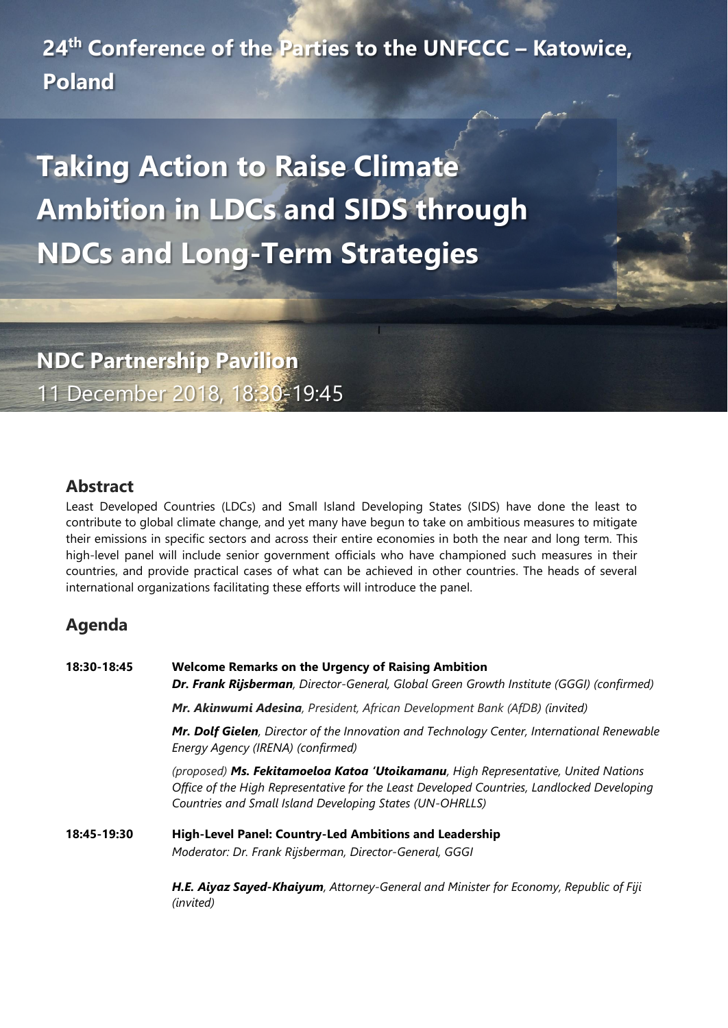**24th Conference of the Parties to the UNFCCC – Katowice, Poland**

# Taking Action to Raise Climate Ambition in LDCs and SIDS through NDCs and Long-Term Strategies

**NDC Partnership Pavilion**

11 December 2018, 18:30-19:45

## Abstract

Least Developed Countries (LDCs) and Small Island Developing States (SIDS) have done the least to contribute to global climate change, and yet many have begun to take on ambitious measures to mitigate their emissions in specific sectors and across their entire economies in both the near and long term. This high-level panel will include senior government officials who have championed such measures in their countries, and provide practical cases of what can be achieved in other countries. The heads of several international organizations facilitating these efforts will introduce the panel.

## Agenda

**18:30-18:45** **Welcome Remarks on the Urgency of Raising Ambition**

***Dr. Frank Rijsberman****, Director-General, Global Green Growth Institute (GGGI) (confirmed)*

***Mr. Akinwumi Adesina****, President, African Development Bank (AfDB) (invited)*

***Mr. Dolf Gielen****, Director of the Innovation and Technology Center, International Renewable Energy Agency (IRENA) (confirmed)*

*(proposed)* ***Ms. Fekitamoeloa Katoa 'Utoikamanu****, High Representative, United Nations Office of the High Representative for the Least Developed Countries, Landlocked Developing Countries and Small Island Developing States (UN-OHRLLS)*

**18:45-19:30** **High-Level Panel: Country-Led Ambitions and Leadership**

*Moderator: Dr. Frank Rijsberman, Director-General, GGGI*

***H.E. Aiyaz Sayed-Khaiyum****, Attorney-General and Minister for Economy, Republic of Fiji (invited)*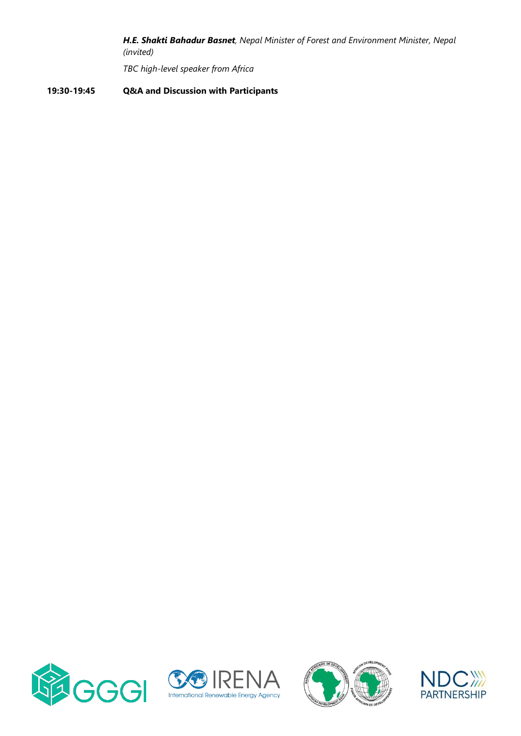***H.E. Shakti Bahadur Basnet**, Nepal Minister of Forest and Environment Minister, Nepal (invited)*

*TBC high-level speaker from Africa*

**19:30-19:45 Q&A and Discussion with Participants**